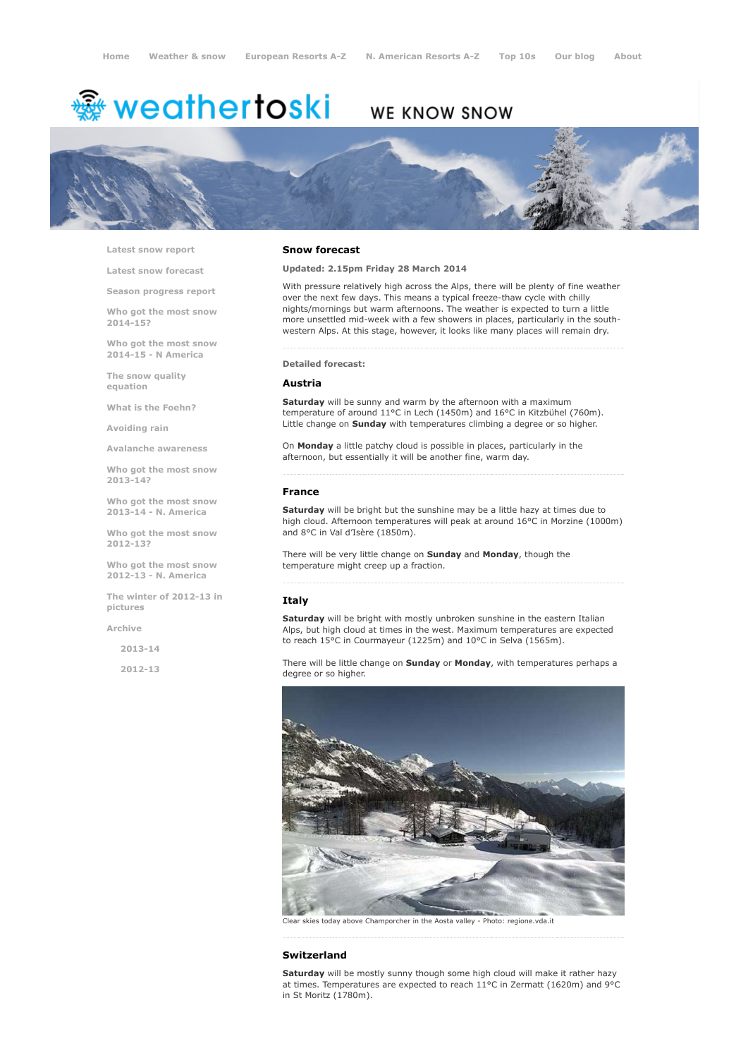Home | Weather & snow | European Resorts A-Z | N. American Resorts A-Z | Top 10s | Our blog | About

weathertoski

WE KNOW SNOW

- Latest snow report
- Latest snow forecast
- Season progress report
- Who got the most snow 2014-15?
- Who got the most snow 2014-15 - N America
- The snow quality equation
- What is the Foehn?
- Avoiding rain
- Avalanche awareness
- Who got the most snow 2013-14?
- Who got the most snow 2013-14 - N. America
- Who got the most snow 2012-13?
- Who got the most snow 2012-13 - N. America
- The winter of 2012-13 in pictures
- Archive
  - 2013-14
  - 2012-13

## Snow forecast

**Updated: 2.15pm Friday 28 March 2014**

With pressure relatively high across the Alps, there will be plenty of fine weather over the next few days. This means a typical freeze-thaw cycle with chilly nights/mornings but warm afternoons. The weather is expected to turn a little more unsettled mid-week with a few showers in places, particularly in the south-western Alps. At this stage, however, it looks like many places will remain dry.

**Detailed forecast:**

### Austria

**Saturday** will be sunny and warm by the afternoon with a maximum temperature of around 11°C in Lech (1450m) and 16°C in Kitzbühel (760m). Little change on **Sunday** with temperatures climbing a degree or so higher.

On **Monday** a little patchy cloud is possible in places, particularly in the afternoon, but essentially it will be another fine, warm day.

### France

**Saturday** will be bright but the sunshine may be a little hazy at times due to high cloud. Afternoon temperatures will peak at around 16°C in Morzine (1000m) and 8°C in Val d'Isère (1850m).

There will be very little change on **Sunday** and **Monday**, though the temperature might creep up a fraction.

### Italy

**Saturday** will be bright with mostly unbroken sunshine in the eastern Italian Alps, but high cloud at times in the west. Maximum temperatures are expected to reach 15°C in Courmayeur (1225m) and 10°C in Selva (1565m).

There will be little change on **Sunday** or **Monday**, with temperatures perhaps a degree or so higher.

Clear skies today above Champorcher in the Aosta valley - Photo: regione.vda.it

### Switzerland

**Saturday** will be mostly sunny though some high cloud will make it rather hazy at times. Temperatures are expected to reach 11°C in Zermatt (1620m) and 9°C in St Moritz (1780m).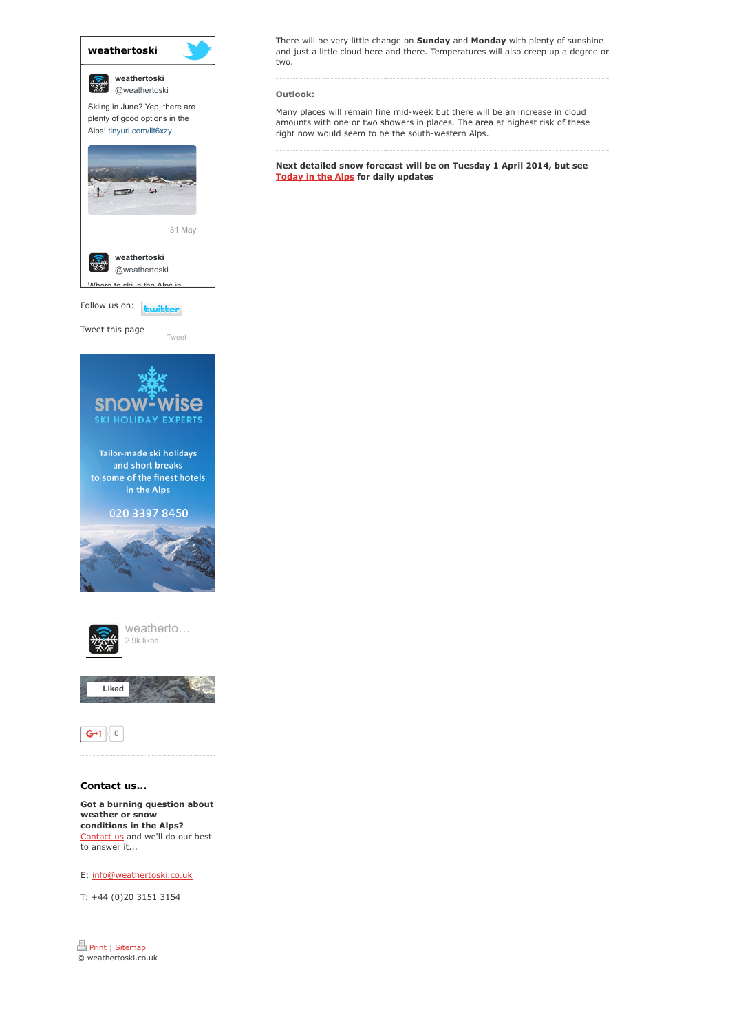There will be very little change on **Sunday** and **Monday** with plenty of sunshine and just a little cloud here and there. Temperatures will also creep up a degree or two.

**Outlook:**

Many places will remain fine mid-week but there will be an increase in cloud amounts with one or two showers in places. The area at highest risk of these right now would seem to be the south-western Alps.

**Next detailed snow forecast will be on Tuesday 1 April 2014, but see Today in the Alps for daily updates**

weathertoski

weathertoski
@weathertoski

Skiing in June? Yep, there are plenty of good options in the Alps! tinyurl.com/llt6xzy

31 May

weathertoski
@weathertoski

Where to ski in the Alps in

Follow us on: twitter

Tweet this page

Tweet

snow-wise
SKI HOLIDAY EXPERTS

Tailor-made ski holidays and short breaks to some of the finest hotels in the Alps

020 3397 8450

weatherto...
2.9k likes

Liked

G+1 0

**Contact us...**

**Got a burning question about weather or snow conditions in the Alps?**
Contact us and we'll do our best to answer it...

E: info@weathertoski.co.uk

T: +44 (0)20 3151 3154

Print | Sitemap
© weathertoski.co.uk